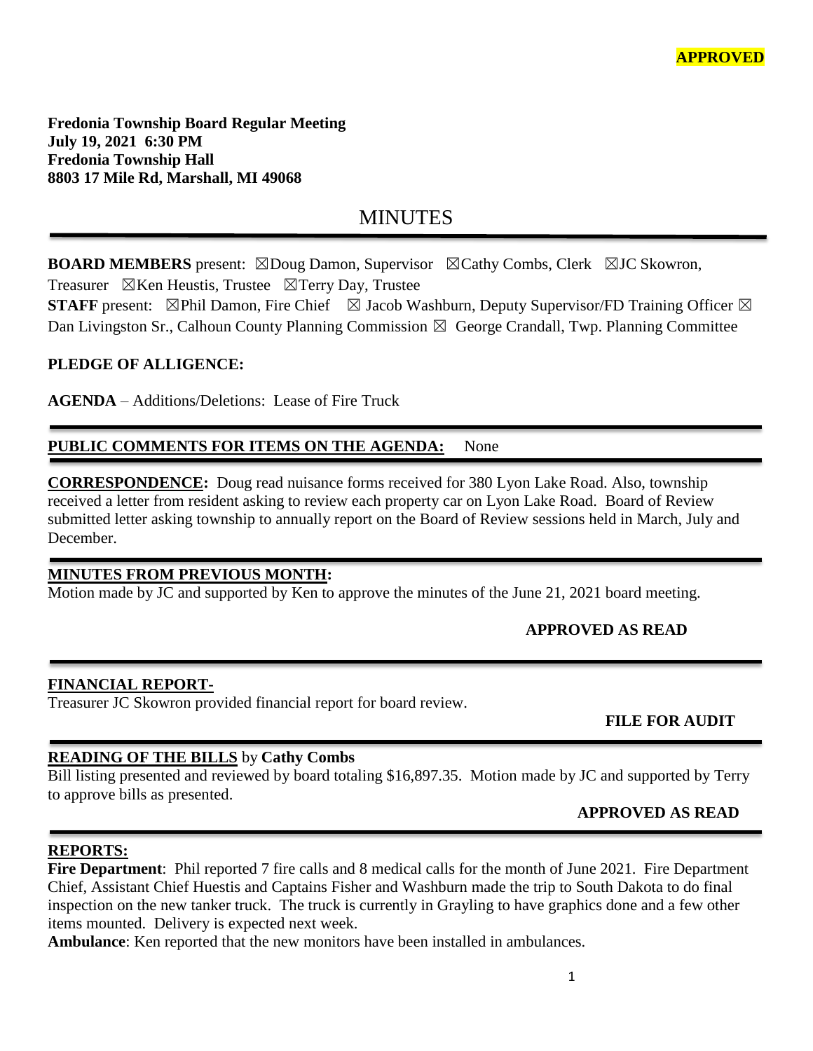**APPROVED**

**Fredonia Township Board Regular Meeting**
**July 19, 2021 6:30 PM**
**Fredonia Township Hall**
**8803 17 Mile Rd, Marshall, MI 49068**

# MINUTES

**BOARD MEMBERS** present: ☒Doug Damon, Supervisor ☒Cathy Combs, Clerk ☒JC Skowron, Treasurer ☒Ken Heustis, Trustee ☒Terry Day, Trustee
**STAFF** present: ☒Phil Damon, Fire Chief ☒ Jacob Washburn, Deputy Supervisor/FD Training Officer ☒ Dan Livingston Sr., Calhoun County Planning Commission ☒ George Crandall, Twp. Planning Committee

**PLEDGE OF ALLIGENCE:**

**AGENDA** – Additions/Deletions: Lease of Fire Truck

**PUBLIC COMMENTS FOR ITEMS ON THE AGENDA:** None

**CORRESPONDENCE:** Doug read nuisance forms received for 380 Lyon Lake Road. Also, township received a letter from resident asking to review each property car on Lyon Lake Road. Board of Review submitted letter asking township to annually report on the Board of Review sessions held in March, July and December.

**MINUTES FROM PREVIOUS MONTH:**
Motion made by JC and supported by Ken to approve the minutes of the June 21, 2021 board meeting.

**APPROVED AS READ**

**FINANCIAL REPORT-**
Treasurer JC Skowron provided financial report for board review.

**FILE FOR AUDIT**

**READING OF THE BILLS** by **Cathy Combs**
Bill listing presented and reviewed by board totaling $16,897.35. Motion made by JC and supported by Terry to approve bills as presented.

**APPROVED AS READ**

**REPORTS:**
**Fire Department**: Phil reported 7 fire calls and 8 medical calls for the month of June 2021. Fire Department Chief, Assistant Chief Huestis and Captains Fisher and Washburn made the trip to South Dakota to do final inspection on the new tanker truck. The truck is currently in Grayling to have graphics done and a few other items mounted. Delivery is expected next week.
**Ambulance**: Ken reported that the new monitors have been installed in ambulances.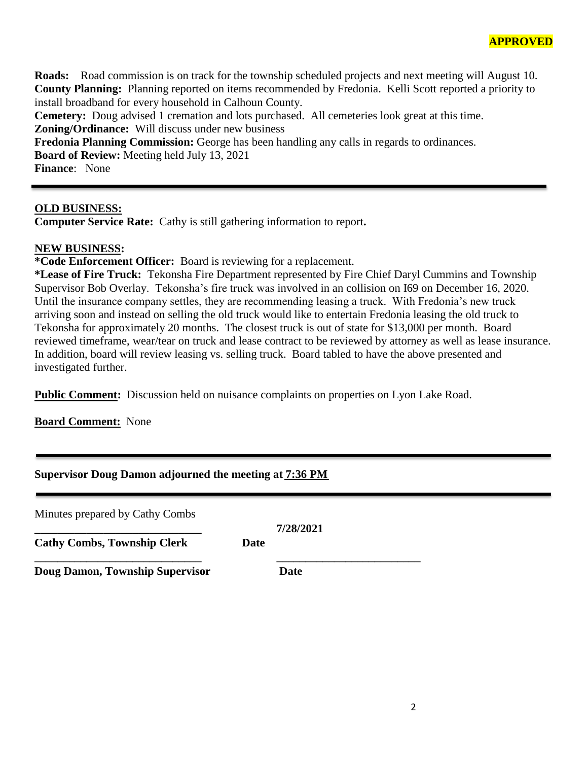**APPROVED**

**Roads:** Road commission is on track for the township scheduled projects and next meeting will August 10.
**County Planning:** Planning reported on items recommended by Fredonia. Kelli Scott reported a priority to install broadband for every household in Calhoun County.
**Cemetery:** Doug advised 1 cremation and lots purchased. All cemeteries look great at this time.
**Zoning/Ordinance:** Will discuss under new business
**Fredonia Planning Commission:** George has been handling any calls in regards to ordinances.
**Board of Review:** Meeting held July 13, 2021
**Finance**: None

---

**OLD BUSINESS:**

**Computer Service Rate:** Cathy is still gathering information to report**.**

**NEW BUSINESS:**

**\*Code Enforcement Officer:** Board is reviewing for a replacement.
**\*Lease of Fire Truck:** Tekonsha Fire Department represented by Fire Chief Daryl Cummins and Township Supervisor Bob Overlay. Tekonsha's fire truck was involved in an collision on I69 on December 16, 2020. Until the insurance company settles, they are recommending leasing a truck. With Fredonia's new truck arriving soon and instead on selling the old truck would like to entertain Fredonia leasing the old truck to Tekonsha for approximately 20 months. The closest truck is out of state for $13,000 per month. Board reviewed timeframe, wear/tear on truck and lease contract to be reviewed by attorney as well as lease insurance. In addition, board will review leasing vs. selling truck. Board tabled to have the above presented and investigated further.

**Public Comment:** Discussion held on nuisance complaints on properties on Lyon Lake Road.

**Board Comment:** None

---

**Supervisor Doug Damon adjourned the meeting at 7:36 PM**

---

Minutes prepared by Cathy Combs

\_\_\_\_\_\_\_\_\_\_\_\_\_\_\_\_\_\_\_\_\_\_\_\_\_\_\_\_\_ **7/28/2021**
**Cathy Combs, Township Clerk** **Date**

\_\_\_\_\_\_\_\_\_\_\_\_\_\_\_\_\_\_\_\_\_\_\_\_\_\_\_\_\_ \_\_\_\_\_\_\_\_\_\_\_\_\_\_\_\_\_\_\_\_\_\_\_\_\_\_
**Doug Damon, Township Supervisor** **Date**